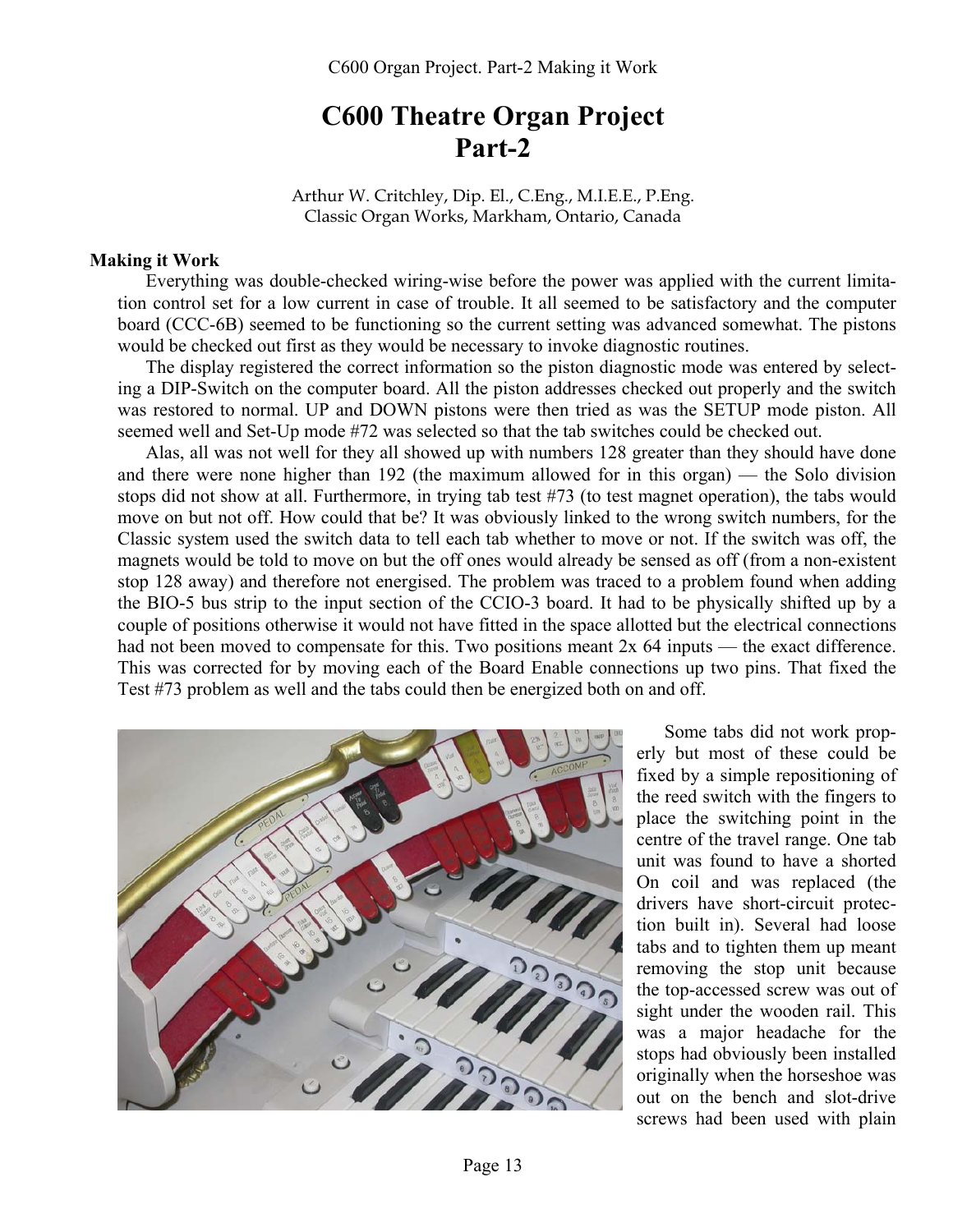# C600 Theatre Organ Project
# Part-2

Arthur W. Critchley, Dip. El., C.Eng., M.I.E.E., P.Eng.
Classic Organ Works, Markham, Ontario, Canada

**Making it Work**

Everything was double-checked wiring-wise before the power was applied with the current limitation control set for a low current in case of trouble. It all seemed to be satisfactory and the computer board (CCC-6B) seemed to be functioning so the current setting was advanced somewhat. The pistons would be checked out first as they would be necessary to invoke diagnostic routines.

The display registered the correct information so the piston diagnostic mode was entered by selecting a DIP-Switch on the computer board. All the piston addresses checked out properly and the switch was restored to normal. UP and DOWN pistons were then tried as was the SETUP mode piston. All seemed well and Set-Up mode #72 was selected so that the tab switches could be checked out.

Alas, all was not well for they all showed up with numbers 128 greater than they should have done and there were none higher than 192 (the maximum allowed for in this organ) — the Solo division stops did not show at all. Furthermore, in trying tab test #73 (to test magnet operation), the tabs would move on but not off. How could that be? It was obviously linked to the wrong switch numbers, for the Classic system used the switch data to tell each tab whether to move or not. If the switch was off, the magnets would be told to move on but the off ones would already be sensed as off (from a non-existent stop 128 away) and therefore not energised. The problem was traced to a problem found when adding the BIO-5 bus strip to the input section of the CCIO-3 board. It had to be physically shifted up by a couple of positions otherwise it would not have fitted in the space allotted but the electrical connections had not been moved to compensate for this. Two positions meant 2x 64 inputs — the exact difference. This was corrected for by moving each of the Board Enable connections up two pins. That fixed the Test #73 problem as well and the tabs could then be energized both on and off.

Some tabs did not work properly but most of these could be fixed by a simple repositioning of the reed switch with the fingers to place the switching point in the centre of the travel range. One tab unit was found to have a shorted On coil and was replaced (the drivers have short-circuit protection built in). Several had loose tabs and to tighten them up meant removing the stop unit because the top-accessed screw was out of sight under the wooden rail. This was a major headache for the stops had obviously been installed originally when the horseshoe was out on the bench and slot-drive screws had been used with plain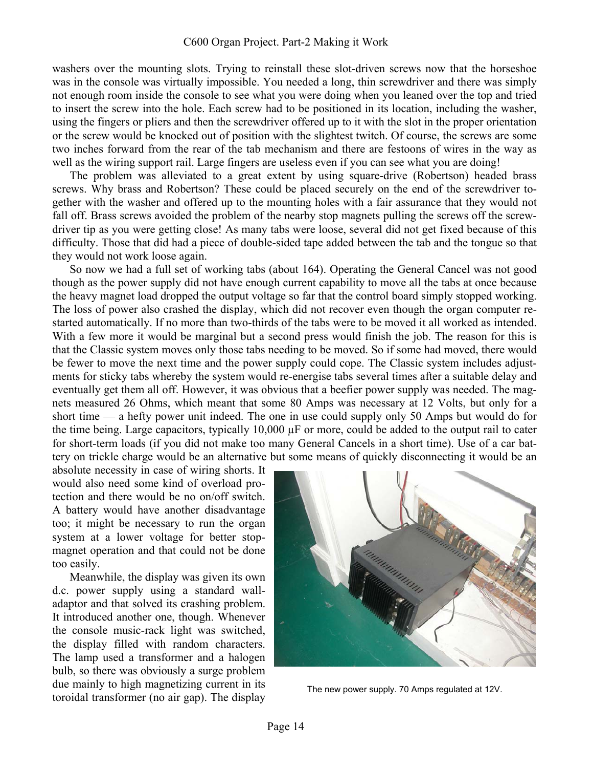washers over the mounting slots. Trying to reinstall these slot-driven screws now that the horseshoe was in the console was virtually impossible. You needed a long, thin screwdriver and there was simply not enough room inside the console to see what you were doing when you leaned over the top and tried to insert the screw into the hole. Each screw had to be positioned in its location, including the washer, using the fingers or pliers and then the screwdriver offered up to it with the slot in the proper orientation or the screw would be knocked out of position with the slightest twitch. Of course, the screws are some two inches forward from the rear of the tab mechanism and there are festoons of wires in the way as well as the wiring support rail. Large fingers are useless even if you can see what you are doing!

The problem was alleviated to a great extent by using square-drive (Robertson) headed brass screws. Why brass and Robertson? These could be placed securely on the end of the screwdriver together with the washer and offered up to the mounting holes with a fair assurance that they would not fall off. Brass screws avoided the problem of the nearby stop magnets pulling the screws off the screwdriver tip as you were getting close! As many tabs were loose, several did not get fixed because of this difficulty. Those that did had a piece of double-sided tape added between the tab and the tongue so that they would not work loose again.

So now we had a full set of working tabs (about 164). Operating the General Cancel was not good though as the power supply did not have enough current capability to move all the tabs at once because the heavy magnet load dropped the output voltage so far that the control board simply stopped working. The loss of power also crashed the display, which did not recover even though the organ computer restarted automatically. If no more than two-thirds of the tabs were to be moved it all worked as intended. With a few more it would be marginal but a second press would finish the job. The reason for this is that the Classic system moves only those tabs needing to be moved. So if some had moved, there would be fewer to move the next time and the power supply could cope. The Classic system includes adjustments for sticky tabs whereby the system would re-energise tabs several times after a suitable delay and eventually get them all off. However, it was obvious that a beefier power supply was needed. The magnets measured 26 Ohms, which meant that some 80 Amps was necessary at 12 Volts, but only for a short time — a hefty power unit indeed. The one in use could supply only 50 Amps but would do for the time being. Large capacitors, typically 10,000 µF or more, could be added to the output rail to cater for short-term loads (if you did not make too many General Cancels in a short time). Use of a car battery on trickle charge would be an alternative but some means of quickly disconnecting it would be an absolute necessity in case of wiring shorts. It would also need some kind of overload protection and there would be no on/off switch. A battery would have another disadvantage too; it might be necessary to run the organ system at a lower voltage for better stop-magnet operation and that could not be done too easily.

Meanwhile, the display was given its own d.c. power supply using a standard wall-adaptor and that solved its crashing problem. It introduced another one, though. Whenever the console music-rack light was switched, the display filled with random characters. The lamp used a transformer and a halogen bulb, so there was obviously a surge problem due mainly to high magnetizing current in its toroidal transformer (no air gap). The display

The new power supply. 70 Amps regulated at 12V.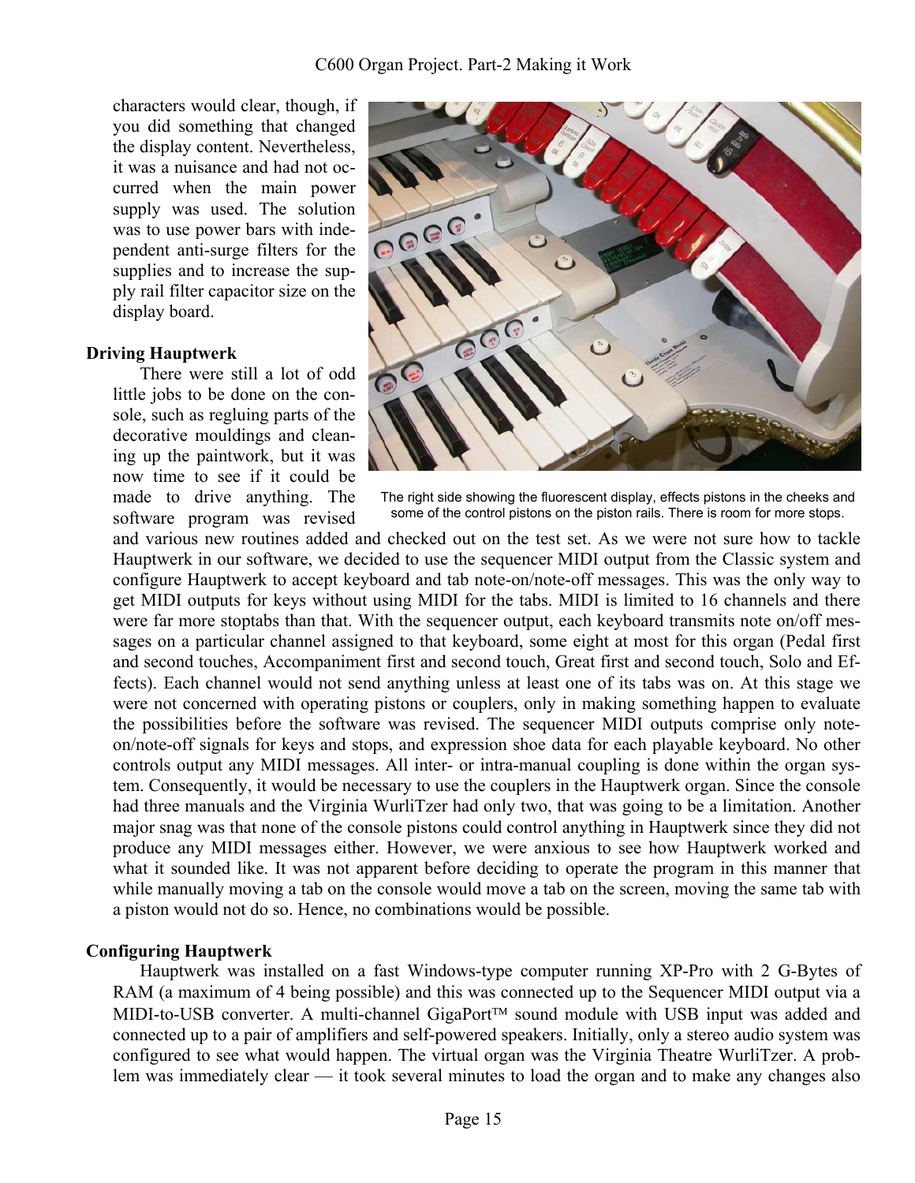characters would clear, though, if you did something that changed the display content. Nevertheless, it was a nuisance and had not occurred when the main power supply was used. The solution was to use power bars with independent anti-surge filters for the supplies and to increase the supply rail filter capacitor size on the display board.

The right side showing the fluorescent display, effects pistons in the cheeks and some of the control pistons on the piston rails. There is room for more stops.

### Driving Hauptwerk

There were still a lot of odd little jobs to be done on the console, such as regluing parts of the decorative mouldings and cleaning up the paintwork, but it was now time to see if it could be made to drive anything. The software program was revised and various new routines added and checked out on the test set. As we were not sure how to tackle Hauptwerk in our software, we decided to use the sequencer MIDI output from the Classic system and configure Hauptwerk to accept keyboard and tab note-on/note-off messages. This was the only way to get MIDI outputs for keys without using MIDI for the tabs. MIDI is limited to 16 channels and there were far more stoptabs than that. With the sequencer output, each keyboard transmits note on/off messages on a particular channel assigned to that keyboard, some eight at most for this organ (Pedal first and second touches, Accompaniment first and second touch, Great first and second touch, Solo and Effects). Each channel would not send anything unless at least one of its tabs was on. At this stage we were not concerned with operating pistons or couplers, only in making something happen to evaluate the possibilities before the software was revised. The sequencer MIDI outputs comprise only note-on/note-off signals for keys and stops, and expression shoe data for each playable keyboard. No other controls output any MIDI messages. All inter- or intra-manual coupling is done within the organ system. Consequently, it would be necessary to use the couplers in the Hauptwerk organ. Since the console had three manuals and the Virginia WurliTzer had only two, that was going to be a limitation. Another major snag was that none of the console pistons could control anything in Hauptwerk since they did not produce any MIDI messages either. However, we were anxious to see how Hauptwerk worked and what it sounded like. It was not apparent before deciding to operate the program in this manner that while manually moving a tab on the console would move a tab on the screen, moving the same tab with a piston would not do so. Hence, no combinations would be possible.

### Configuring Hauptwerk

Hauptwerk was installed on a fast Windows-type computer running XP-Pro with 2 G-Bytes of RAM (a maximum of 4 being possible) and this was connected up to the Sequencer MIDI output via a MIDI-to-USB converter. A multi-channel GigaPort™ sound module with USB input was added and connected up to a pair of amplifiers and self-powered speakers. Initially, only a stereo audio system was configured to see what would happen. The virtual organ was the Virginia Theatre WurliTzer. A problem was immediately clear — it took several minutes to load the organ and to make any changes also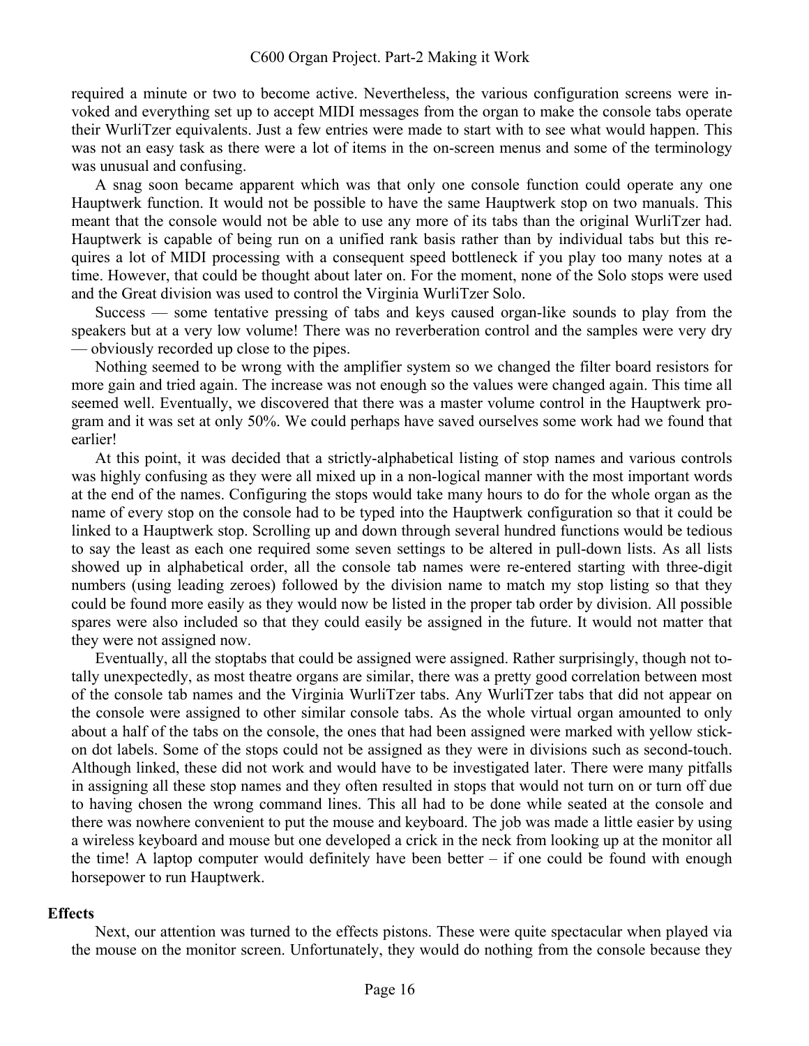required a minute or two to become active. Nevertheless, the various configuration screens were invoked and everything set up to accept MIDI messages from the organ to make the console tabs operate their WurliTzer equivalents. Just a few entries were made to start with to see what would happen. This was not an easy task as there were a lot of items in the on-screen menus and some of the terminology was unusual and confusing.

A snag soon became apparent which was that only one console function could operate any one Hauptwerk function. It would not be possible to have the same Hauptwerk stop on two manuals. This meant that the console would not be able to use any more of its tabs than the original WurliTzer had. Hauptwerk is capable of being run on a unified rank basis rather than by individual tabs but this requires a lot of MIDI processing with a consequent speed bottleneck if you play too many notes at a time. However, that could be thought about later on. For the moment, none of the Solo stops were used and the Great division was used to control the Virginia WurliTzer Solo.

Success — some tentative pressing of tabs and keys caused organ-like sounds to play from the speakers but at a very low volume! There was no reverberation control and the samples were very dry — obviously recorded up close to the pipes.

Nothing seemed to be wrong with the amplifier system so we changed the filter board resistors for more gain and tried again. The increase was not enough so the values were changed again. This time all seemed well. Eventually, we discovered that there was a master volume control in the Hauptwerk program and it was set at only 50%. We could perhaps have saved ourselves some work had we found that earlier!

At this point, it was decided that a strictly-alphabetical listing of stop names and various controls was highly confusing as they were all mixed up in a non-logical manner with the most important words at the end of the names. Configuring the stops would take many hours to do for the whole organ as the name of every stop on the console had to be typed into the Hauptwerk configuration so that it could be linked to a Hauptwerk stop. Scrolling up and down through several hundred functions would be tedious to say the least as each one required some seven settings to be altered in pull-down lists. As all lists showed up in alphabetical order, all the console tab names were re-entered starting with three-digit numbers (using leading zeroes) followed by the division name to match my stop listing so that they could be found more easily as they would now be listed in the proper tab order by division. All possible spares were also included so that they could easily be assigned in the future. It would not matter that they were not assigned now.

Eventually, all the stoptabs that could be assigned were assigned. Rather surprisingly, though not totally unexpectedly, as most theatre organs are similar, there was a pretty good correlation between most of the console tab names and the Virginia WurliTzer tabs. Any WurliTzer tabs that did not appear on the console were assigned to other similar console tabs. As the whole virtual organ amounted to only about a half of the tabs on the console, the ones that had been assigned were marked with yellow stick-on dot labels. Some of the stops could not be assigned as they were in divisions such as second-touch. Although linked, these did not work and would have to be investigated later. There were many pitfalls in assigning all these stop names and they often resulted in stops that would not turn on or turn off due to having chosen the wrong command lines. This all had to be done while seated at the console and there was nowhere convenient to put the mouse and keyboard. The job was made a little easier by using a wireless keyboard and mouse but one developed a crick in the neck from looking up at the monitor all the time! A laptop computer would definitely have been better – if one could be found with enough horsepower to run Hauptwerk.

### Effects

Next, our attention was turned to the effects pistons. These were quite spectacular when played via the mouse on the monitor screen. Unfortunately, they would do nothing from the console because they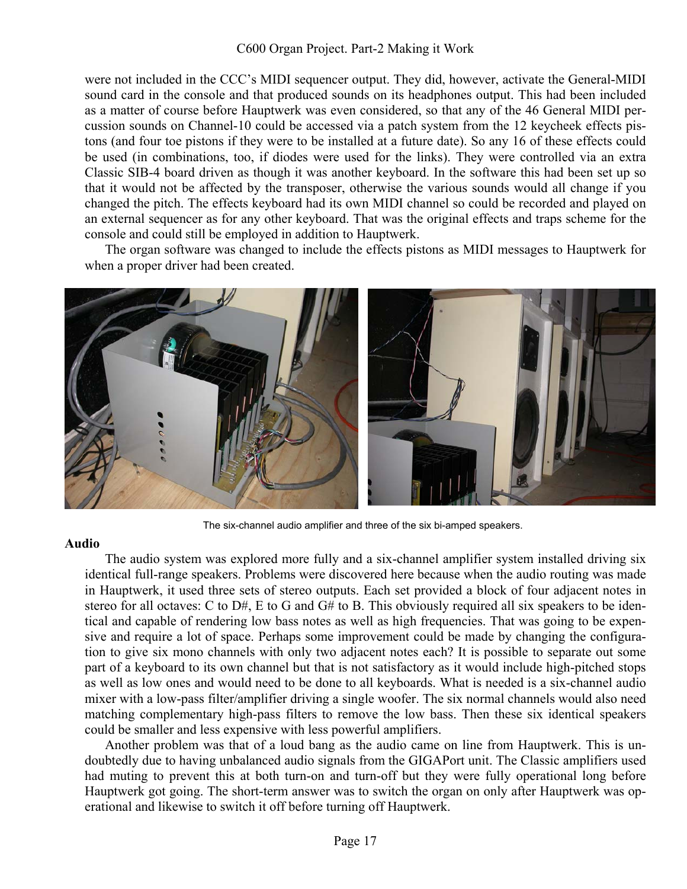were not included in the CCC's MIDI sequencer output. They did, however, activate the General-MIDI sound card in the console and that produced sounds on its headphones output. This had been included as a matter of course before Hauptwerk was even considered, so that any of the 46 General MIDI percussion sounds on Channel-10 could be accessed via a patch system from the 12 keycheek effects pistons (and four toe pistons if they were to be installed at a future date). So any 16 of these effects could be used (in combinations, too, if diodes were used for the links). They were controlled via an extra Classic SIB-4 board driven as though it was another keyboard. In the software this had been set up so that it would not be affected by the transposer, otherwise the various sounds would all change if you changed the pitch. The effects keyboard had its own MIDI channel so could be recorded and played on an external sequencer as for any other keyboard. That was the original effects and traps scheme for the console and could still be employed in addition to Hauptwerk.

The organ software was changed to include the effects pistons as MIDI messages to Hauptwerk for when a proper driver had been created.

The six-channel audio amplifier and three of the six bi-amped speakers.

**Audio**

The audio system was explored more fully and a six-channel amplifier system installed driving six identical full-range speakers. Problems were discovered here because when the audio routing was made in Hauptwerk, it used three sets of stereo outputs. Each set provided a block of four adjacent notes in stereo for all octaves: C to D#, E to G and G# to B. This obviously required all six speakers to be identical and capable of rendering low bass notes as well as high frequencies. That was going to be expensive and require a lot of space. Perhaps some improvement could be made by changing the configuration to give six mono channels with only two adjacent notes each? It is possible to separate out some part of a keyboard to its own channel but that is not satisfactory as it would include high-pitched stops as well as low ones and would need to be done to all keyboards. What is needed is a six-channel audio mixer with a low-pass filter/amplifier driving a single woofer. The six normal channels would also need matching complementary high-pass filters to remove the low bass. Then these six identical speakers could be smaller and less expensive with less powerful amplifiers.

Another problem was that of a loud bang as the audio came on line from Hauptwerk. This is undoubtedly due to having unbalanced audio signals from the GIGAPort unit. The Classic amplifiers used had muting to prevent this at both turn-on and turn-off but they were fully operational long before Hauptwerk got going. The short-term answer was to switch the organ on only after Hauptwerk was operational and likewise to switch it off before turning off Hauptwerk.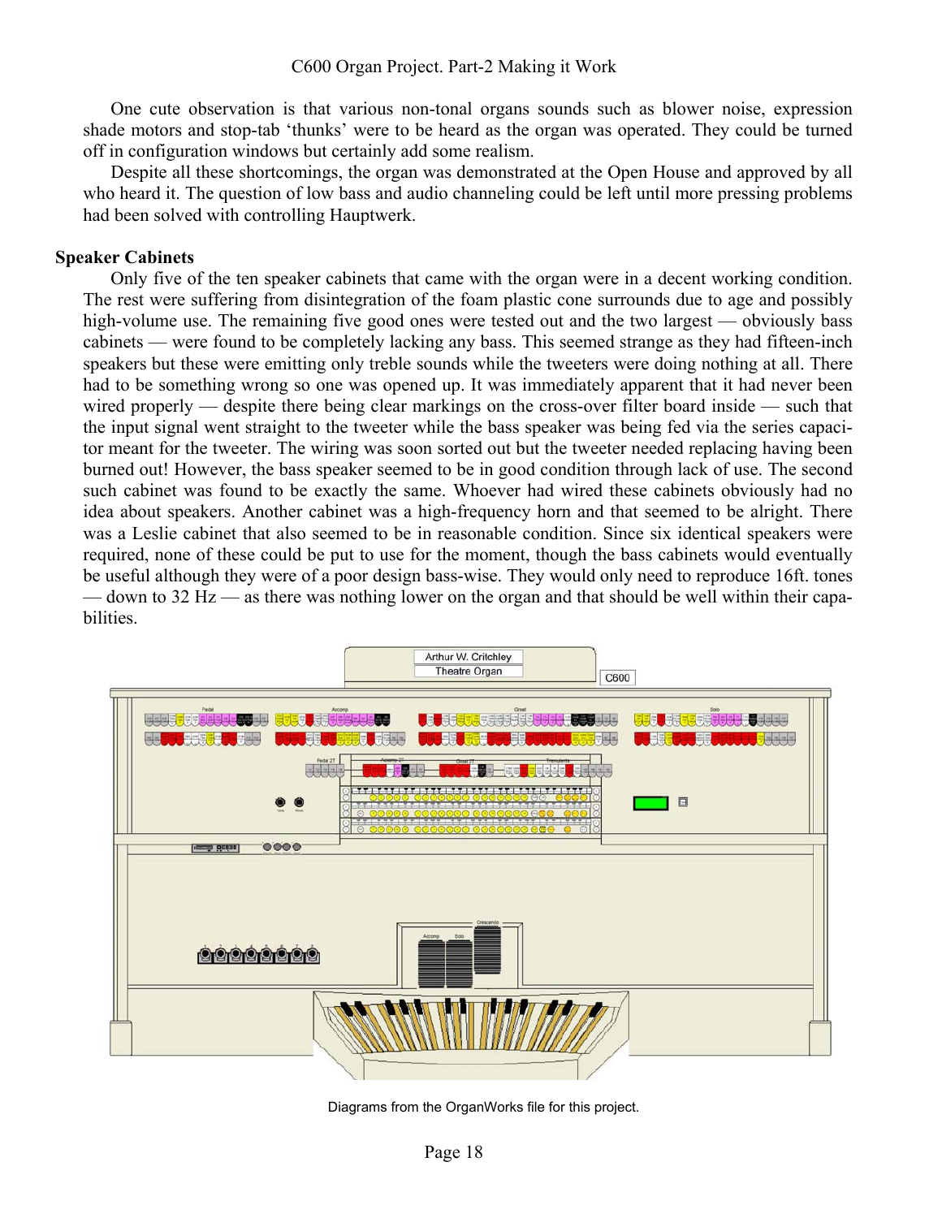One cute observation is that various non-tonal organs sounds such as blower noise, expression shade motors and stop-tab 'thunks' were to be heard as the organ was operated. They could be turned off in configuration windows but certainly add some realism.

Despite all these shortcomings, the organ was demonstrated at the Open House and approved by all who heard it. The question of low bass and audio channeling could be left until more pressing problems had been solved with controlling Hauptwerk.

**Speaker Cabinets**

Only five of the ten speaker cabinets that came with the organ were in a decent working condition. The rest were suffering from disintegration of the foam plastic cone surrounds due to age and possibly high-volume use. The remaining five good ones were tested out and the two largest — obviously bass cabinets — were found to be completely lacking any bass. This seemed strange as they had fifteen-inch speakers but these were emitting only treble sounds while the tweeters were doing nothing at all. There had to be something wrong so one was opened up. It was immediately apparent that it had never been wired properly — despite there being clear markings on the cross-over filter board inside — such that the input signal went straight to the tweeter while the bass speaker was being fed via the series capacitor meant for the tweeter. The wiring was soon sorted out but the tweeter needed replacing having been burned out! However, the bass speaker seemed to be in good condition through lack of use. The second such cabinet was found to be exactly the same. Whoever had wired these cabinets obviously had no idea about speakers. Another cabinet was a high-frequency horn and that seemed to be alright. There was a Leslie cabinet that also seemed to be in reasonable condition. Since six identical speakers were required, none of these could be put to use for the moment, though the bass cabinets would eventually be useful although they were of a poor design bass-wise. They would only need to reproduce 16ft. tones — down to 32 Hz — as there was nothing lower on the organ and that should be well within their capabilities.

Diagrams from the OrganWorks file for this project.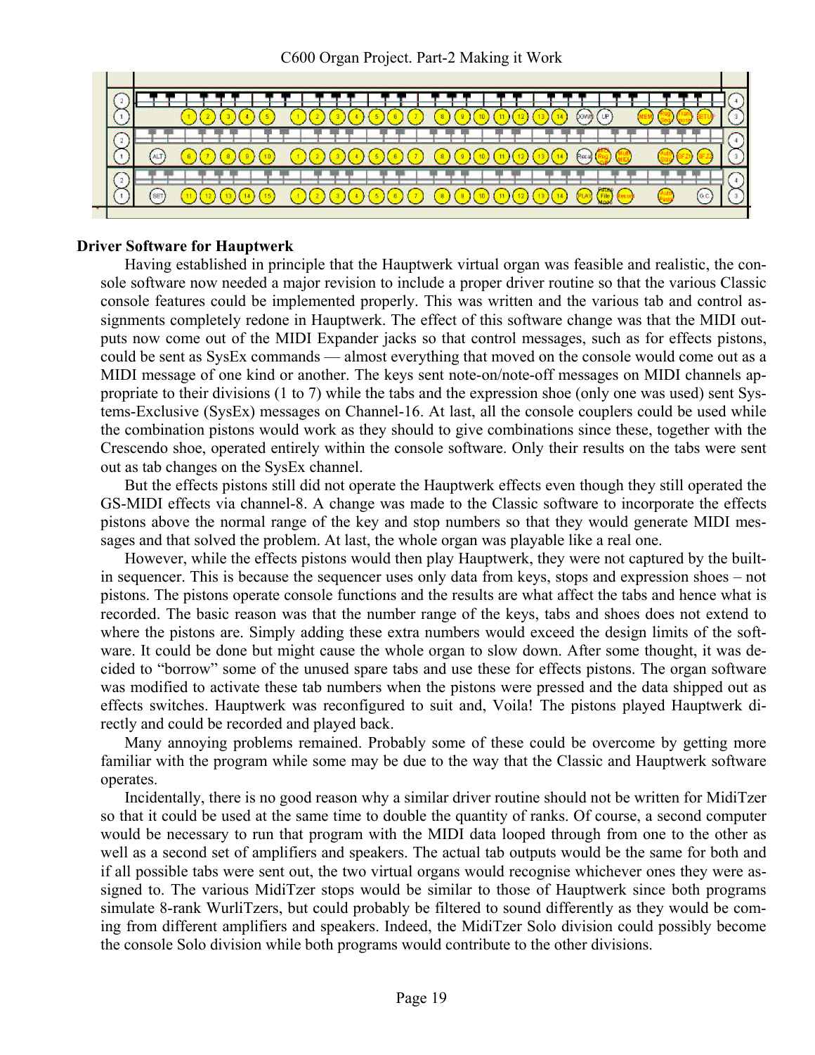## Driver Software for Hauptwerk

Having established in principle that the Hauptwerk virtual organ was feasible and realistic, the console software now needed a major revision to include a proper driver routine so that the various Classic console features could be implemented properly. This was written and the various tab and control assignments completely redone in Hauptwerk. The effect of this software change was that the MIDI outputs now come out of the MIDI Expander jacks so that control messages, such as for effects pistons, could be sent as SysEx commands — almost everything that moved on the console would come out as a MIDI message of one kind or another. The keys sent note-on/note-off messages on MIDI channels appropriate to their divisions (1 to 7) while the tabs and the expression shoe (only one was used) sent Systems-Exclusive (SysEx) messages on Channel-16. At last, all the console couplers could be used while the combination pistons would work as they should to give combinations since these, together with the Crescendo shoe, operated entirely within the console software. Only their results on the tabs were sent out as tab changes on the SysEx channel.

But the effects pistons still did not operate the Hauptwerk effects even though they still operated the GS-MIDI effects via channel-8. A change was made to the Classic software to incorporate the effects pistons above the normal range of the key and stop numbers so that they would generate MIDI messages and that solved the problem. At last, the whole organ was playable like a real one.

However, while the effects pistons would then play Hauptwerk, they were not captured by the built-in sequencer. This is because the sequencer uses only data from keys, stops and expression shoes – not pistons. The pistons operate console functions and the results are what affect the tabs and hence what is recorded. The basic reason was that the number range of the keys, tabs and shoes does not extend to where the pistons are. Simply adding these extra numbers would exceed the design limits of the software. It could be done but might cause the whole organ to slow down. After some thought, it was decided to “borrow” some of the unused spare tabs and use these for effects pistons. The organ software was modified to activate these tab numbers when the pistons were pressed and the data shipped out as effects switches. Hauptwerk was reconfigured to suit and, Voila! The pistons played Hauptwerk directly and could be recorded and played back.

Many annoying problems remained. Probably some of these could be overcome by getting more familiar with the program while some may be due to the way that the Classic and Hauptwerk software operates.

Incidentally, there is no good reason why a similar driver routine should not be written for MidiTzer so that it could be used at the same time to double the quantity of ranks. Of course, a second computer would be necessary to run that program with the MIDI data looped through from one to the other as well as a second set of amplifiers and speakers. The actual tab outputs would be the same for both and if all possible tabs were sent out, the two virtual organs would recognise whichever ones they were assigned to. The various MidiTzer stops would be similar to those of Hauptwerk since both programs simulate 8-rank WurliTzers, but could probably be filtered to sound differently as they would be coming from different amplifiers and speakers. Indeed, the MidiTzer Solo division could possibly become the console Solo division while both programs would contribute to the other divisions.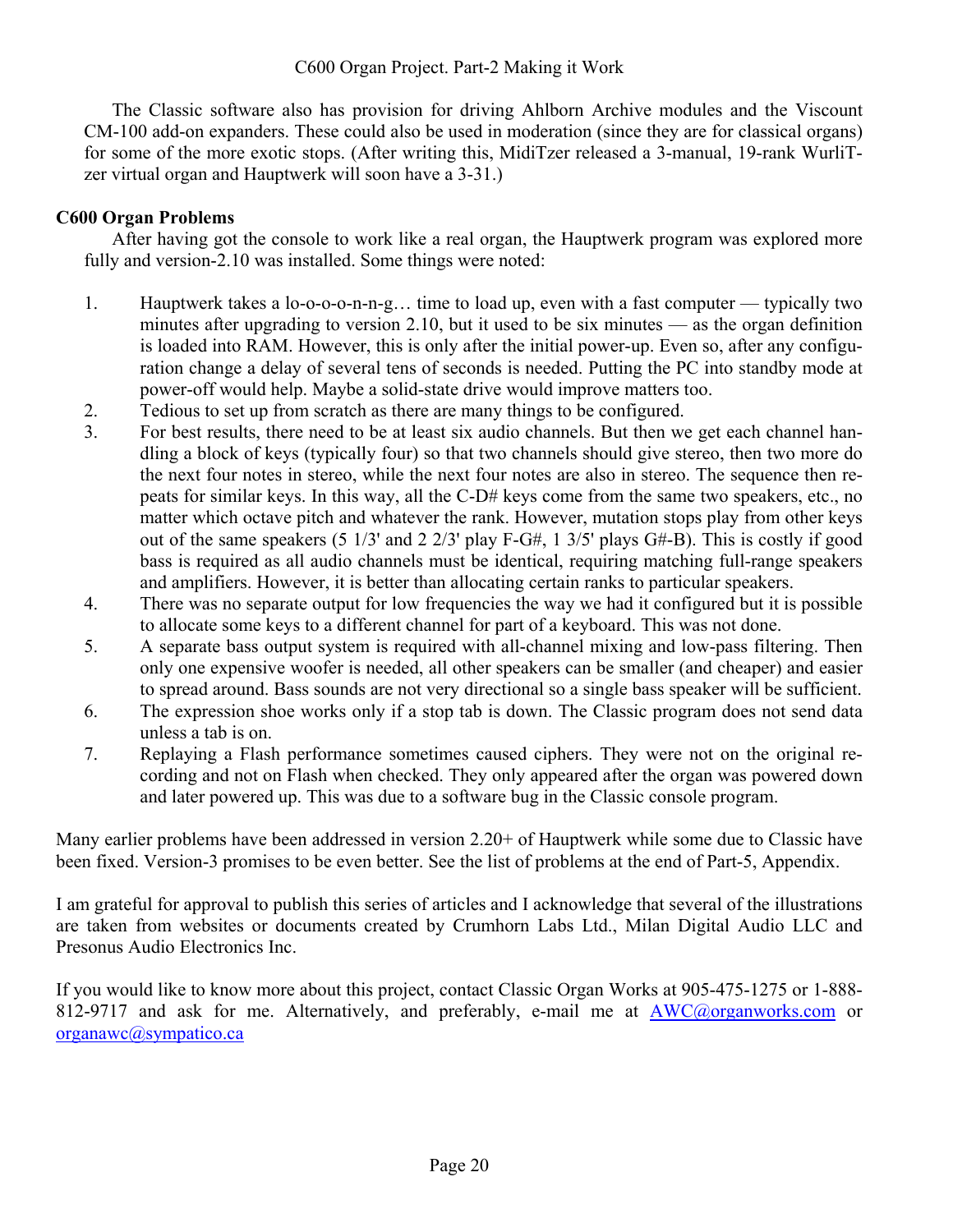The Classic software also has provision for driving Ahlborn Archive modules and the Viscount CM-100 add-on expanders. These could also be used in moderation (since they are for classical organs) for some of the more exotic stops. (After writing this, MidiTzer released a 3-manual, 19-rank WurliTzer virtual organ and Hauptwerk will soon have a 3-31.)

**C600 Organ Problems**

After having got the console to work like a real organ, the Hauptwerk program was explored more fully and version-2.10 was installed. Some things were noted:

1. Hauptwerk takes a lo-o-o-o-n-n-g… time to load up, even with a fast computer — typically two minutes after upgrading to version 2.10, but it used to be six minutes — as the organ definition is loaded into RAM. However, this is only after the initial power-up. Even so, after any configuration change a delay of several tens of seconds is needed. Putting the PC into standby mode at power-off would help. Maybe a solid-state drive would improve matters too.
2. Tedious to set up from scratch as there are many things to be configured.
3. For best results, there need to be at least six audio channels. But then we get each channel handling a block of keys (typically four) so that two channels should give stereo, then two more do the next four notes in stereo, while the next four notes are also in stereo. The sequence then repeats for similar keys. In this way, all the C-D# keys come from the same two speakers, etc., no matter which octave pitch and whatever the rank. However, mutation stops play from other keys out of the same speakers (5 1/3' and 2 2/3' play F-G#, 1 3/5' plays G#-B). This is costly if good bass is required as all audio channels must be identical, requiring matching full-range speakers and amplifiers. However, it is better than allocating certain ranks to particular speakers.
4. There was no separate output for low frequencies the way we had it configured but it is possible to allocate some keys to a different channel for part of a keyboard. This was not done.
5. A separate bass output system is required with all-channel mixing and low-pass filtering. Then only one expensive woofer is needed, all other speakers can be smaller (and cheaper) and easier to spread around. Bass sounds are not very directional so a single bass speaker will be sufficient.
6. The expression shoe works only if a stop tab is down. The Classic program does not send data unless a tab is on.
7. Replaying a Flash performance sometimes caused ciphers. They were not on the original recording and not on Flash when checked. They only appeared after the organ was powered down and later powered up. This was due to a software bug in the Classic console program.

Many earlier problems have been addressed in version 2.20+ of Hauptwerk while some due to Classic have been fixed. Version-3 promises to be even better. See the list of problems at the end of Part-5, Appendix.

I am grateful for approval to publish this series of articles and I acknowledge that several of the illustrations are taken from websites or documents created by Crumhorn Labs Ltd., Milan Digital Audio LLC and Presonus Audio Electronics Inc.

If you would like to know more about this project, contact Classic Organ Works at 905-475-1275 or 1-888-812-9717 and ask for me. Alternatively, and preferably, e-mail me at AWC@organworks.com or organawc@sympatico.ca